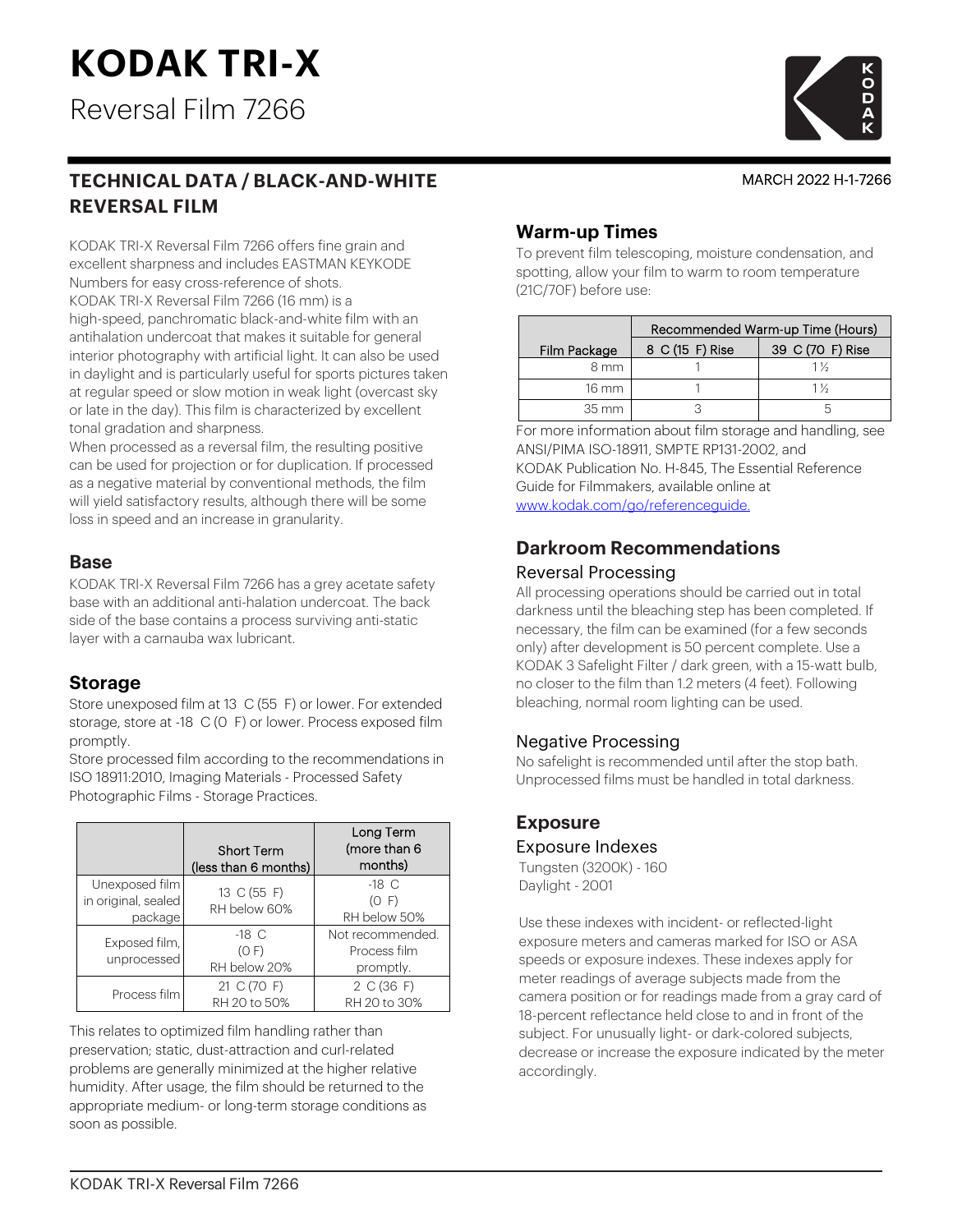# KODAK TRI-X

Reversal Film 7266

MARCH 2022 H-1-7266

## TECHNICAL DATA / BLACK-AND-WHITE REVERSAL FILM

KODAK TRI-X Reversal Film 7266 offers fine grain and excellent sharpness and includes EASTMAN KEYKODE Numbers for easy cross-reference of shots.

KODAK TRI-X Reversal Film 7266 (16 mm) is a high-speed, panchromatic black-and-white film with an antihalation undercoat that makes it suitable for general interior photography with artificial light. It can also be used in daylight and is particularly useful for sports pictures taken at regular speed or slow motion in weak light (overcast sky or late in the day). This film is characterized by excellent tonal gradation and sharpness.

When processed as a reversal film, the resulting positive can be used for projection or for duplication. If processed as a negative material by conventional methods, the film will yield satisfactory results, although there will be some loss in speed and an increase in granularity.

### Base

KODAK TRI-X Reversal Film 7266 has a grey acetate safety base with an additional anti-halation undercoat. The back side of the base contains a process surviving anti-static layer with a carnauba wax lubricant.

### Storage

Store unexposed film at 13 C (55 F) or lower. For extended storage, store at -18 C (0 F) or lower. Process exposed film promptly.

Store processed film according to the recommendations in ISO 18911:2010, Imaging Materials - Processed Safety Photographic Films - Storage Practices.

| | Short Term (less than 6 months) | Long Term (more than 6 months) |
|---|---|---|
| Unexposed film in original, sealed package | 13 C (55 F) RH below 60% | -18 C (0 F) RH below 50% |
| Exposed film, unprocessed | -18 C (0 F) RH below 20% | Not recommended. Process film promptly. |
| Process film | 21 C (70 F) RH 20 to 50% | 2 C (36 F) RH 20 to 30% |

This relates to optimized film handling rather than preservation; static, dust-attraction and curl-related problems are generally minimized at the higher relative humidity. After usage, the film should be returned to the appropriate medium- or long-term storage conditions as soon as possible.

### Warm-up Times

To prevent film telescoping, moisture condensation, and spotting, allow your film to warm to room temperature (21C/70F) before use:

| | Recommended Warm-up Time (Hours) | |
|---|---|---|
| Film Package | 8 C (15 F) Rise | 39 C (70 F) Rise |
| 8 mm | 1 | 1½ |
| 16 mm | 1 | 1½ |
| 35 mm | 3 | 5 |

For more information about film storage and handling, see ANSI/PIMA ISO-18911, SMPTE RP131-2002, and KODAK Publication No. H-845, The Essential Reference Guide for Filmmakers, available online at [www.kodak.com/go/referenceguide.](www.kodak.com/go/referenceguide)

### Darkroom Recommendations

#### Reversal Processing

All processing operations should be carried out in total darkness until the bleaching step has been completed. If necessary, the film can be examined (for a few seconds only) after development is 50 percent complete. Use a KODAK 3 Safelight Filter / dark green, with a 15-watt bulb, no closer to the film than 1.2 meters (4 feet). Following bleaching, normal room lighting can be used.

#### Negative Processing

No safelight is recommended until after the stop bath. Unprocessed films must be handled in total darkness.

### Exposure

#### Exposure Indexes

Tungsten (3200K) - 160
Daylight - 2001

Use these indexes with incident- or reflected-light exposure meters and cameras marked for ISO or ASA speeds or exposure indexes. These indexes apply for meter readings of average subjects made from the camera position or for readings made from a gray card of 18-percent reflectance held close to and in front of the subject. For unusually light- or dark-colored subjects, decrease or increase the exposure indicated by the meter accordingly.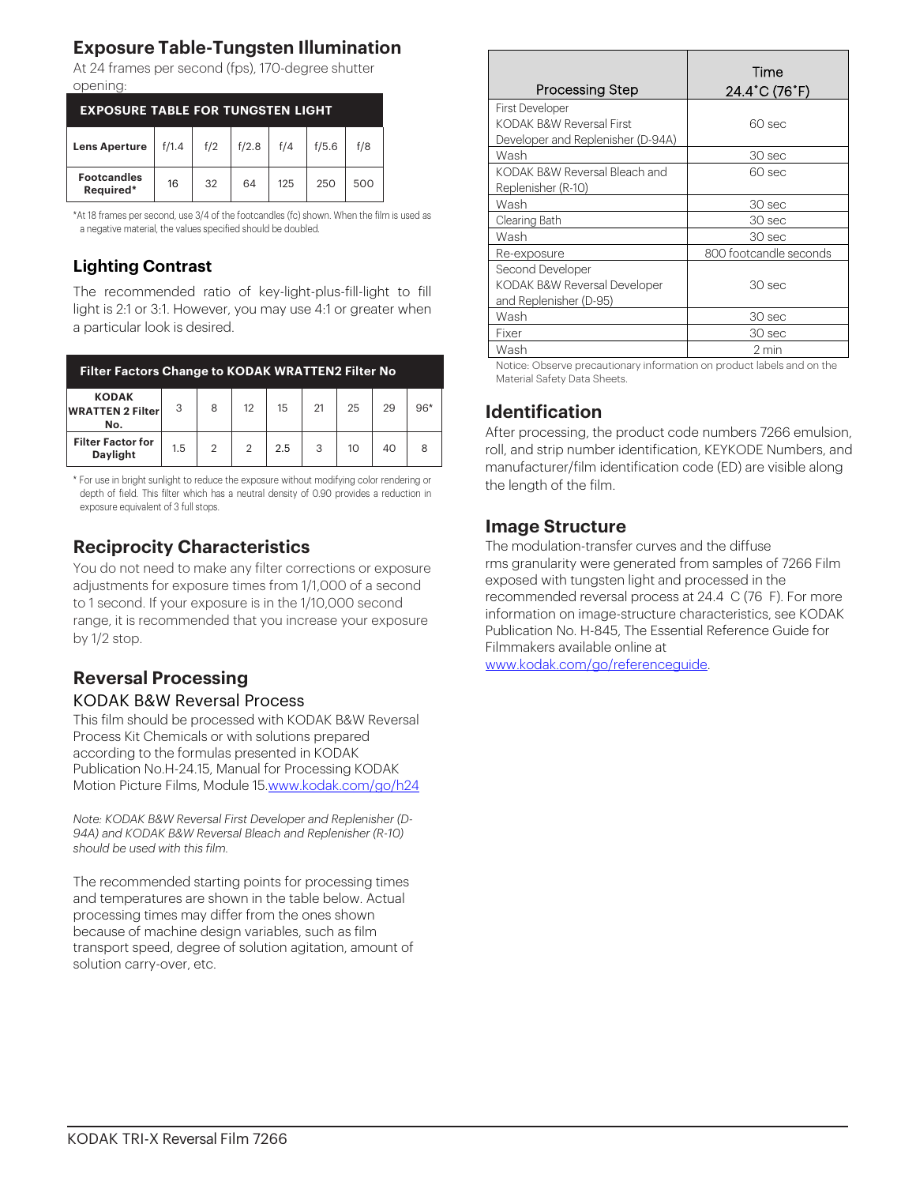## Exposure Table-Tungsten Illumination

At 24 frames per second (fps), 170-degree shutter opening:

| EXPOSURE TABLE FOR TUNGSTEN LIGHT | | | | | | |
|---|---|---|---|---|---|---|
| **Lens Aperture** | f/1.4 | f/2 | f/2.8 | f/4 | f/5.6 | f/8 |
| **Footcandles Required*** | 16 | 32 | 64 | 125 | 250 | 500 |

*At 18 frames per second, use 3/4 of the footcandles (fc) shown. When the film is used as a negative material, the values specified should be doubled.

## Lighting Contrast

The recommended ratio of key-light-plus-fill-light to fill light is 2:1 or 3:1. However, you may use 4:1 or greater when a particular look is desired.

| Filter Factors Change to KODAK WRATTEN2 Filter No | | | | | | | | |
|---|---|---|---|---|---|---|---|---|
| **KODAK WRATTEN 2 Filter No.** | 3 | 8 | 12 | 15 | 21 | 25 | 29 | 96* |
| **Filter Factor for Daylight** | 1.5 | 2 | 2 | 2.5 | 3 | 10 | 40 | 8 |

* For use in bright sunlight to reduce the exposure without modifying color rendering or depth of field. This filter which has a neutral density of 0.90 provides a reduction in exposure equivalent of 3 full stops.

## Reciprocity Characteristics

You do not need to make any filter corrections or exposure adjustments for exposure times from 1/1,000 of a second to 1 second. If your exposure is in the 1/10,000 second range, it is recommended that you increase your exposure by 1/2 stop.

## Reversal Processing

### KODAK B&W Reversal Process

This film should be processed with KODAK B&W Reversal Process Kit Chemicals or with solutions prepared according to the formulas presented in KODAK Publication No.H-24.15, Manual for Processing KODAK Motion Picture Films, Module 15.www.kodak.com/go/h24

*Note: KODAK B&W Reversal First Developer and Replenisher (D-94A) and KODAK B&W Reversal Bleach and Replenisher (R-10) should be used with this film.*

The recommended starting points for processing times and temperatures are shown in the table below. Actual processing times may differ from the ones shown because of machine design variables, such as film transport speed, degree of solution agitation, amount of solution carry-over, etc.

| Processing Step | Time 24.4˚C (76˚F) |
|---|---|
| First Developer KODAK B&W Reversal First Developer and Replenisher (D-94A) | 60 sec |
| Wash | 30 sec |
| KODAK B&W Reversal Bleach and Replenisher (R-10) | 60 sec |
| Wash | 30 sec |
| Clearing Bath | 30 sec |
| Wash | 30 sec |
| Re-exposure | 800 footcandle seconds |
| Second Developer KODAK B&W Reversal Developer and Replenisher (D-95) | 30 sec |
| Wash | 30 sec |
| Fixer | 30 sec |
| Wash | 2 min |

Notice: Observe precautionary information on product labels and on the Material Safety Data Sheets.

## Identification

After processing, the product code numbers 7266 emulsion, roll, and strip number identification, KEYKODE Numbers, and manufacturer/film identification code (ED) are visible along the length of the film.

## Image Structure

The modulation-transfer curves and the diffuse rms granularity were generated from samples of 7266 Film exposed with tungsten light and processed in the recommended reversal process at 24.4 C (76 F). For more information on image-structure characteristics, see KODAK Publication No. H-845, The Essential Reference Guide for Filmmakers available online at www.kodak.com/go/referenceguide.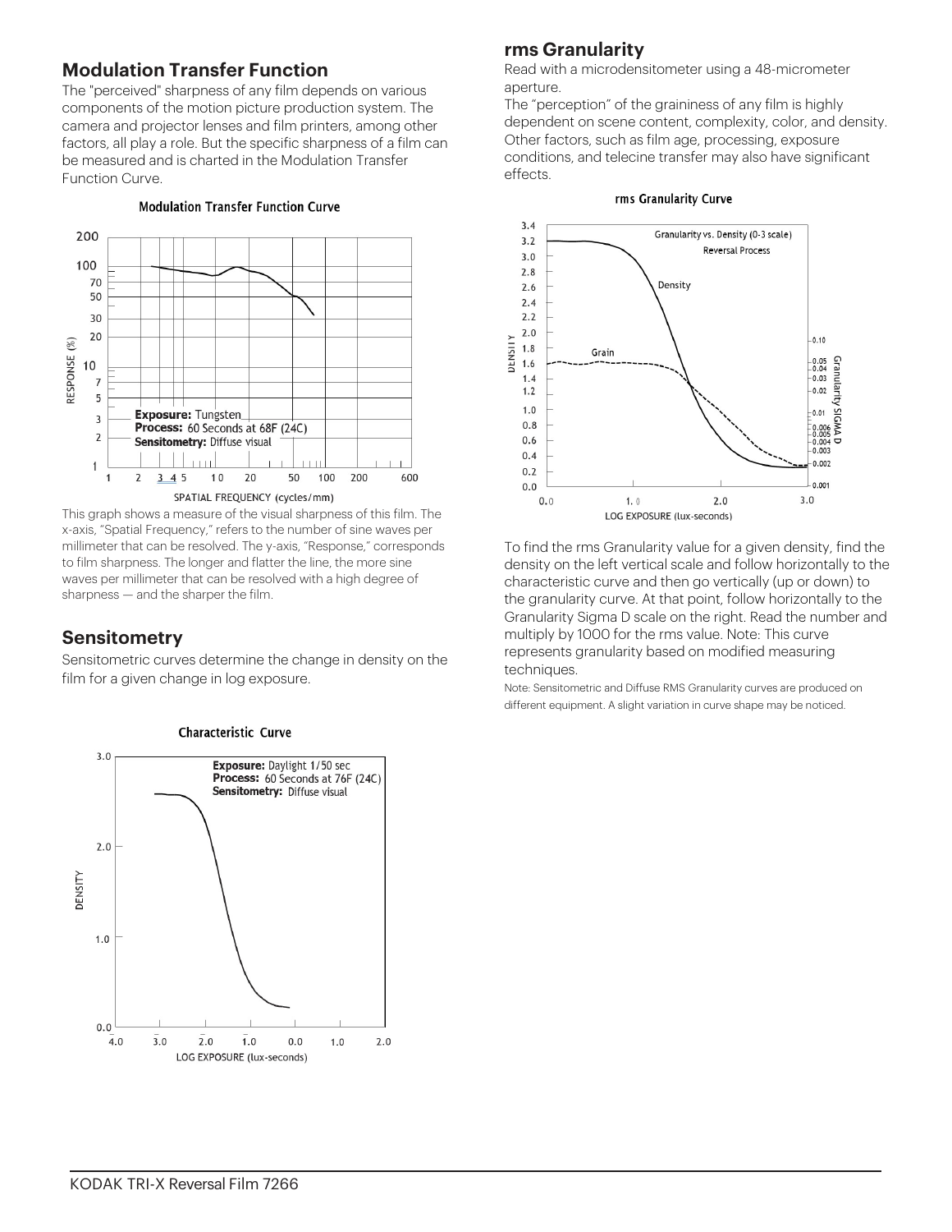## Modulation Transfer Function

The "perceived" sharpness of any film depends on various components of the motion picture production system. The camera and projector lenses and film printers, among other factors, all play a role. But the specific sharpness of a film can be measured and is charted in the Modulation Transfer Function Curve.

This graph shows a measure of the visual sharpness of this film. The x-axis, "Spatial Frequency," refers to the number of sine waves per millimeter that can be resolved. The y-axis, "Response," corresponds to film sharpness. The longer and flatter the line, the more sine waves per millimeter that can be resolved with a high degree of sharpness — and the sharper the film.

## Sensitometry

Sensitometric curves determine the change in density on the film for a given change in log exposure.

## rms Granularity

Read with a microdensitometer using a 48-micrometer aperture.

The "perception" of the graininess of any film is highly dependent on scene content, complexity, color, and density. Other factors, such as film age, processing, exposure conditions, and telecine transfer may also have significant effects.

To find the rms Granularity value for a given density, find the density on the left vertical scale and follow horizontally to the characteristic curve and then go vertically (up or down) to the granularity curve. At that point, follow horizontally to the Granularity Sigma D scale on the right. Read the number and multiply by 1000 for the rms value. Note: This curve represents granularity based on modified measuring techniques.

Note: Sensitometric and Diffuse RMS Granularity curves are produced on different equipment. A slight variation in curve shape may be noticed.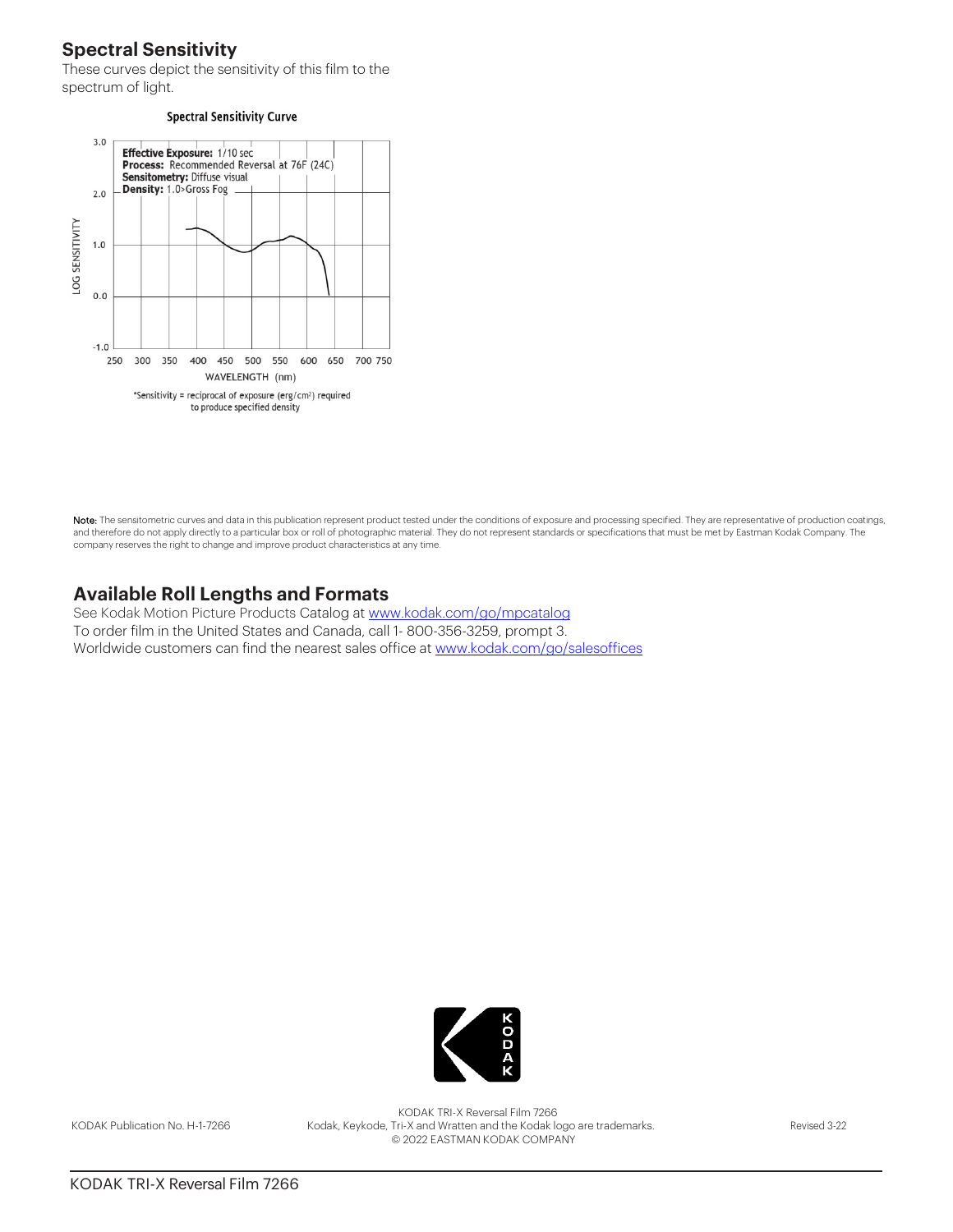## Spectral Sensitivity

These curves depict the sensitivity of this film to the spectrum of light.

**Spectral Sensitivity Curve**

**Effective Exposure:** 1/10 sec
**Process:** Recommended Reversal at 76F (24C)
**Sensitometry:** Diffuse visual
**Density:** 1.0>Gross Fog

LOG SENSITIVITY

3.0
2.0
1.0
0.0
-1.0

250 300 350 400 450 500 550 600 650 700 750

WAVELENGTH (nm)

*Sensitivity = reciprocal of exposure (erg/cm²) required to produce specified density

**Note:** The sensitometric curves and data in this publication represent product tested under the conditions of exposure and processing specified. They are representative of production coatings, and therefore do not apply directly to a particular box or roll of photographic material. They do not represent standards or specifications that must be met by Eastman Kodak Company. The company reserves the right to change and improve product characteristics at any time.

## Available Roll Lengths and Formats

See Kodak Motion Picture Products Catalog at www.kodak.com/go/mpcatalog
To order film in the United States and Canada, call 1- 800-356-3259, prompt 3.
Worldwide customers can find the nearest sales office at www.kodak.com/go/salesoffices

KODAK Publication No. H-1-7266

KODAK TRI-X Reversal Film 7266
Kodak, Keykode, Tri-X and Wratten and the Kodak logo are trademarks.
© 2022 EASTMAN KODAK COMPANY

Revised 3-22